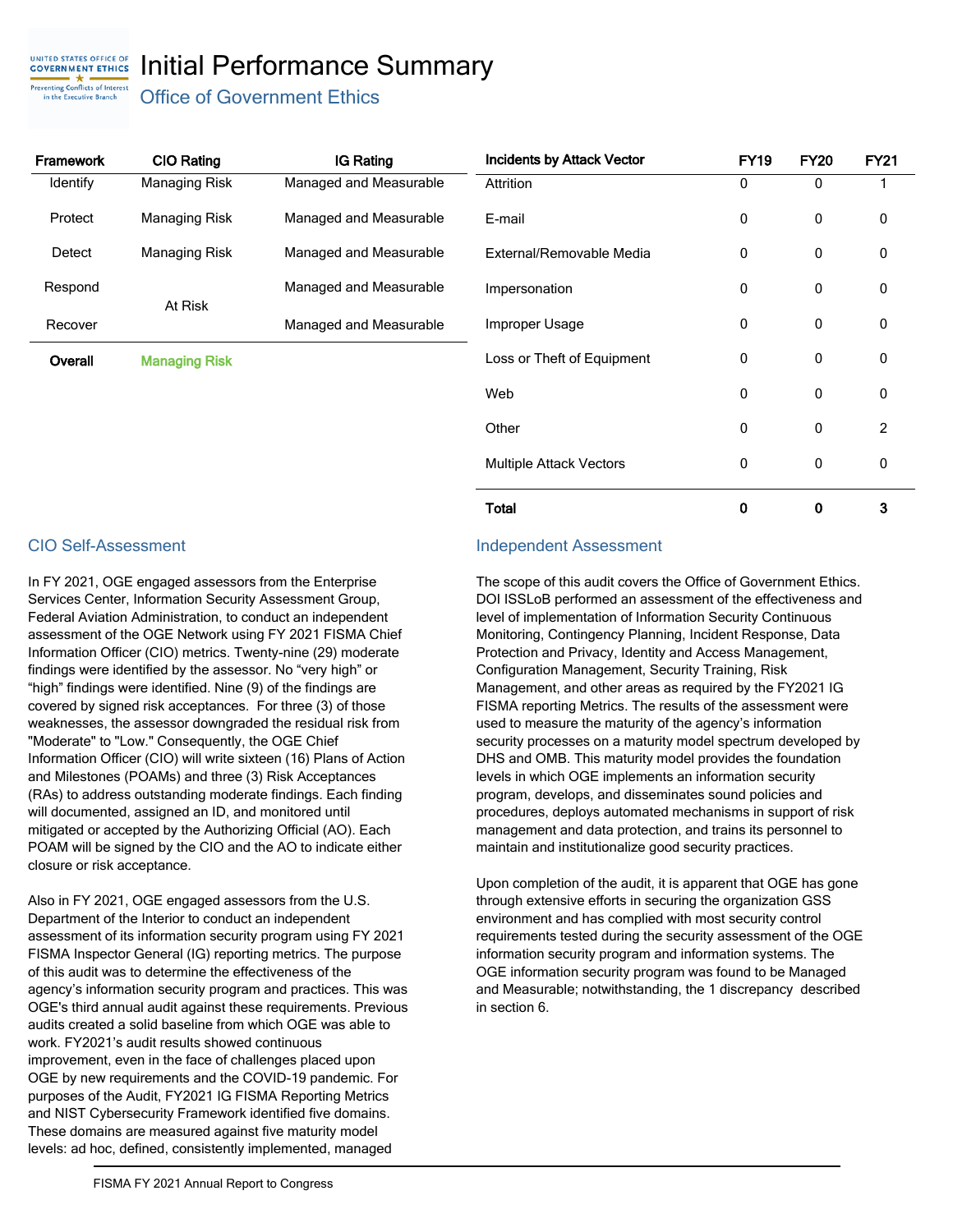# Initial Performance Summary

## Office of Government Ethics

| Framework | CIO Rating | IG Rating |
|---|---|---|
| Identify | Managing Risk | Managed and Measurable |
| Protect | Managing Risk | Managed and Measurable |
| Detect | Managing Risk | Managed and Measurable |
| Respond | At Risk | Managed and Measurable |
| Recover | | Managed and Measurable |
| **Overall** | **Managing Risk** | |

| Incidents by Attack Vector | FY19 | FY20 | FY21 |
|---|---|---|---|
| Attrition | 0 | 0 | 1 |
| E-mail | 0 | 0 | 0 |
| External/Removable Media | 0 | 0 | 0 |
| Impersonation | 0 | 0 | 0 |
| Improper Usage | 0 | 0 | 0 |
| Loss or Theft of Equipment | 0 | 0 | 0 |
| Web | 0 | 0 | 0 |
| Other | 0 | 0 | 2 |
| Multiple Attack Vectors | 0 | 0 | 0 |
| **Total** | **0** | **0** | **3** |

### CIO Self-Assessment

In FY 2021, OGE engaged assessors from the Enterprise Services Center, Information Security Assessment Group, Federal Aviation Administration, to conduct an independent assessment of the OGE Network using FY 2021 FISMA Chief Information Officer (CIO) metrics. Twenty-nine (29) moderate findings were identified by the assessor. No "very high" or "high" findings were identified. Nine (9) of the findings are covered by signed risk acceptances. For three (3) of those weaknesses, the assessor downgraded the residual risk from "Moderate" to "Low." Consequently, the OGE Chief Information Officer (CIO) will write sixteen (16) Plans of Action and Milestones (POAMs) and three (3) Risk Acceptances (RAs) to address outstanding moderate findings. Each finding will documented, assigned an ID, and monitored until mitigated or accepted by the Authorizing Official (AO). Each POAM will be signed by the CIO and the AO to indicate either closure or risk acceptance.

Also in FY 2021, OGE engaged assessors from the U.S. Department of the Interior to conduct an independent assessment of its information security program using FY 2021 FISMA Inspector General (IG) reporting metrics. The purpose of this audit was to determine the effectiveness of the agency's information security program and practices. This was OGE's third annual audit against these requirements. Previous audits created a solid baseline from which OGE was able to work. FY2021's audit results showed continuous improvement, even in the face of challenges placed upon OGE by new requirements and the COVID-19 pandemic. For purposes of the Audit, FY2021 IG FISMA Reporting Metrics and NIST Cybersecurity Framework identified five domains. These domains are measured against five maturity model levels: ad hoc, defined, consistently implemented, managed

### Independent Assessment

The scope of this audit covers the Office of Government Ethics. DOI ISSLoB performed an assessment of the effectiveness and level of implementation of Information Security Continuous Monitoring, Contingency Planning, Incident Response, Data Protection and Privacy, Identity and Access Management, Configuration Management, Security Training, Risk Management, and other areas as required by the FY2021 IG FISMA reporting Metrics. The results of the assessment were used to measure the maturity of the agency's information security processes on a maturity model spectrum developed by DHS and OMB. This maturity model provides the foundation levels in which OGE implements an information security program, develops, and disseminates sound policies and procedures, deploys automated mechanisms in support of risk management and data protection, and trains its personnel to maintain and institutionalize good security practices.

Upon completion of the audit, it is apparent that OGE has gone through extensive efforts in securing the organization GSS environment and has complied with most security control requirements tested during the security assessment of the OGE information security program and information systems. The OGE information security program was found to be Managed and Measurable; notwithstanding, the 1 discrepancy described in section 6.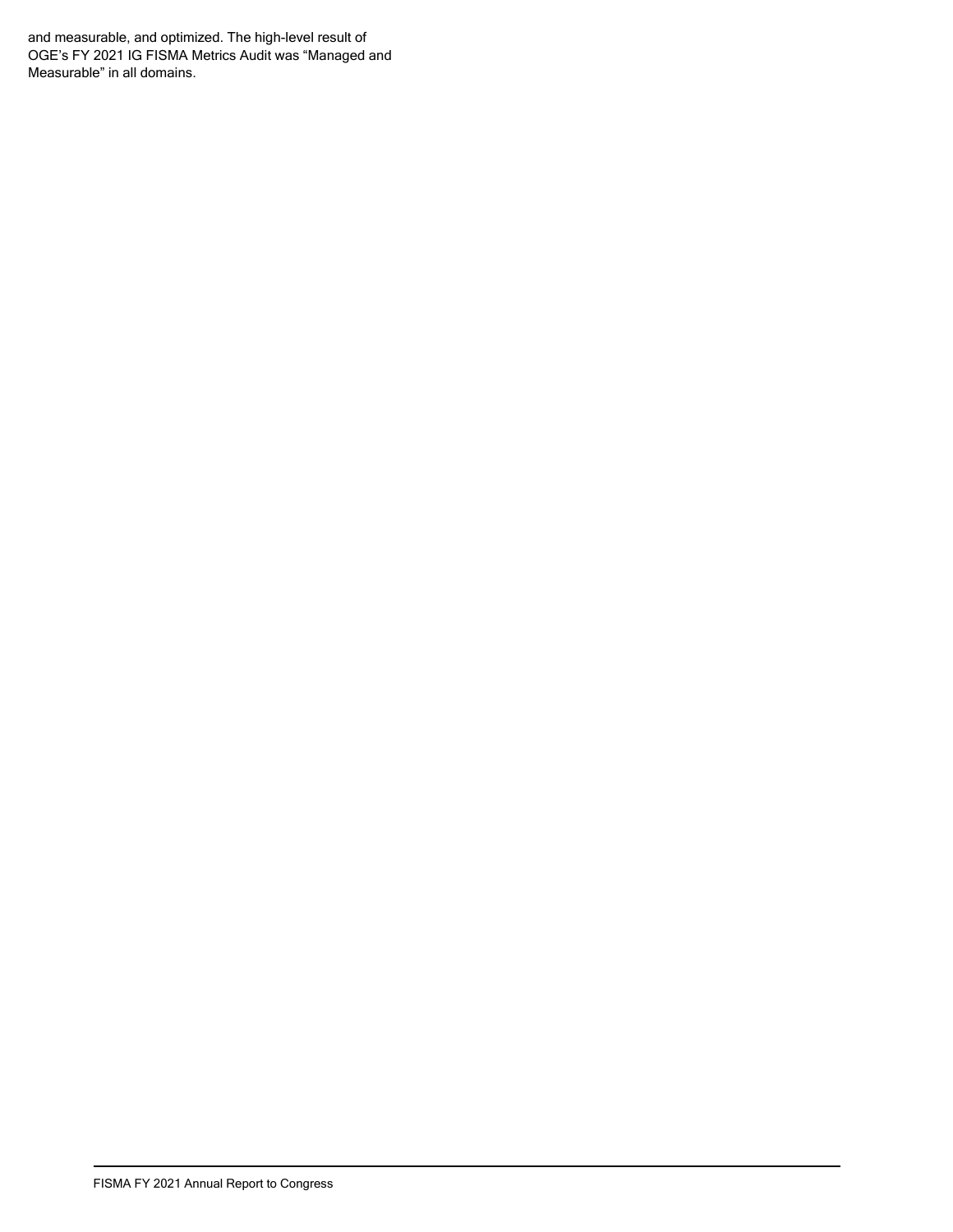and measurable, and optimized. The high-level result of OGE's FY 2021 IG FISMA Metrics Audit was "Managed and Measurable" in all domains.